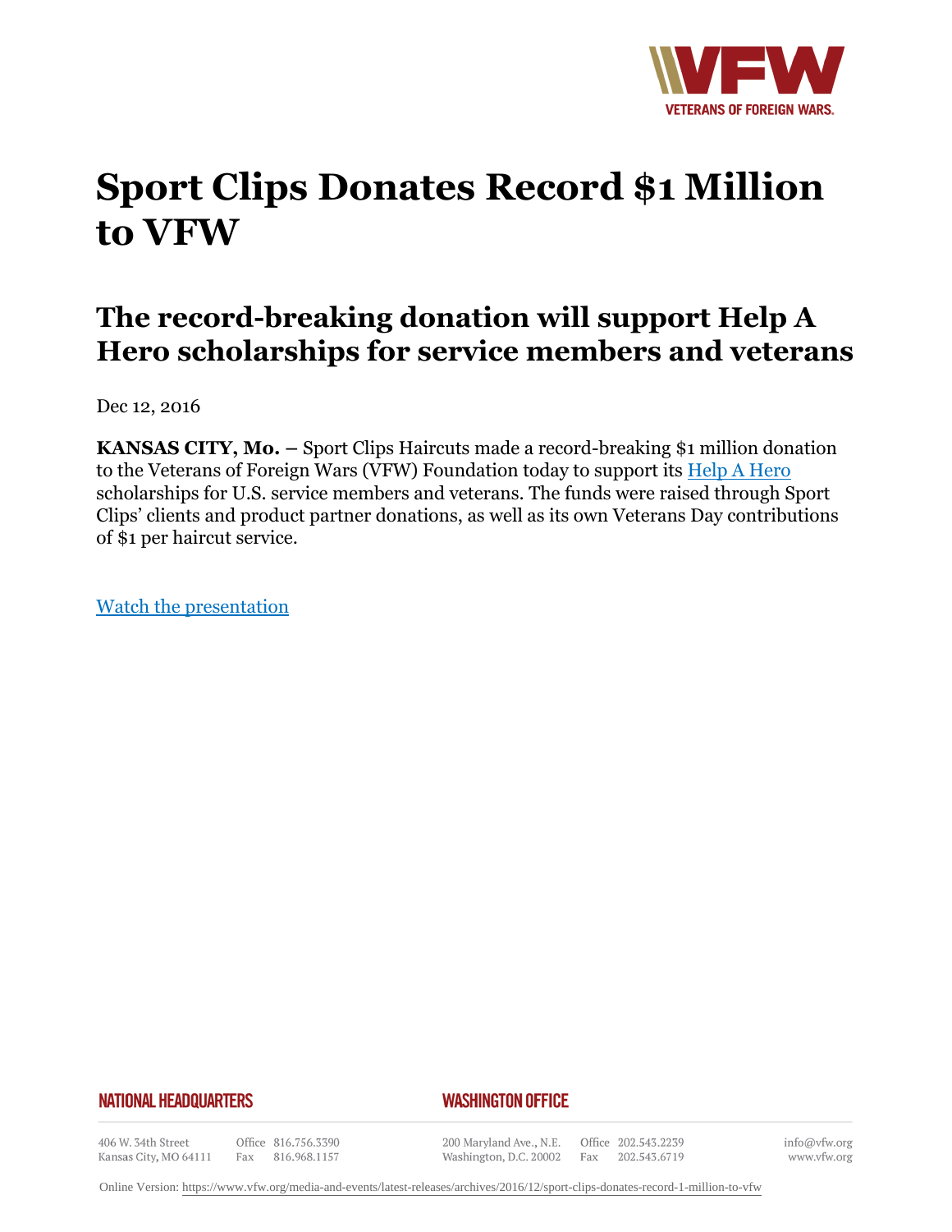// VFW
VETERANS OF FOREIGN WARS.

# Sport Clips Donates Record $1 Million to VFW

## The record-breaking donation will support Help A Hero scholarships for service members and veterans

Dec 12, 2016

**KANSAS CITY, Mo. –** Sport Clips Haircuts made a record-breaking $1 million donation to the Veterans of Foreign Wars (VFW) Foundation today to support its [Help A Hero](#) scholarships for U.S. service members and veterans. The funds were raised through Sport Clips' clients and product partner donations, as well as its own Veterans Day contributions of $1 per haircut service.

[Watch the presentation](#)

**NATIONAL HEADQUARTERS**

406 W. 34th Street
Kansas City, MO 64111
Office 816.756.3390
Fax 816.968.1157

**WASHINGTON OFFICE**

200 Maryland Ave., N.E.
Washington, D.C. 20002
Office 202.543.2239
Fax 202.543.6719

info@vfw.org
www.vfw.org

Online Version: https://www.vfw.org/media-and-events/latest-releases/archives/2016/12/sport-clips-donates-record-1-million-to-vfw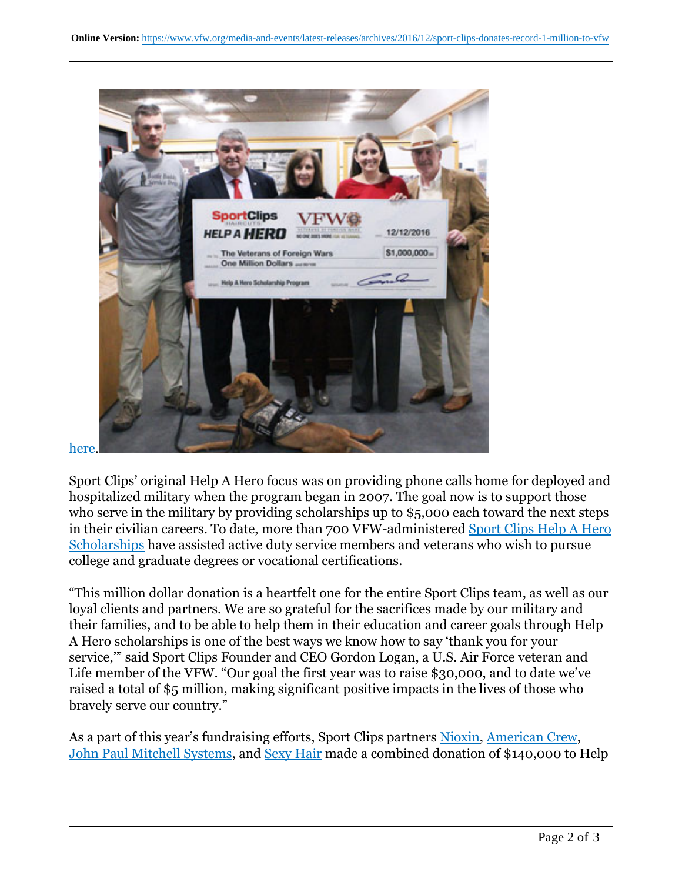here.

Sport Clips' original Help A Hero focus was on providing phone calls home for deployed and hospitalized military when the program began in 2007. The goal now is to support those who serve in the military by providing scholarships up to $5,000 each toward the next steps in their civilian careers. To date, more than 700 VFW-administered Sport Clips Help A Hero Scholarships have assisted active duty service members and veterans who wish to pursue college and graduate degrees or vocational certifications.

"This million dollar donation is a heartfelt one for the entire Sport Clips team, as well as our loyal clients and partners. We are so grateful for the sacrifices made by our military and their families, and to be able to help them in their education and career goals through Help A Hero scholarships is one of the best ways we know how to say 'thank you for your service,'" said Sport Clips Founder and CEO Gordon Logan, a U.S. Air Force veteran and Life member of the VFW. "Our goal the first year was to raise $30,000, and to date we've raised a total of $5 million, making significant positive impacts in the lives of those who bravely serve our country."

As a part of this year's fundraising efforts, Sport Clips partners Nioxin, American Crew, John Paul Mitchell Systems, and Sexy Hair made a combined donation of $140,000 to Help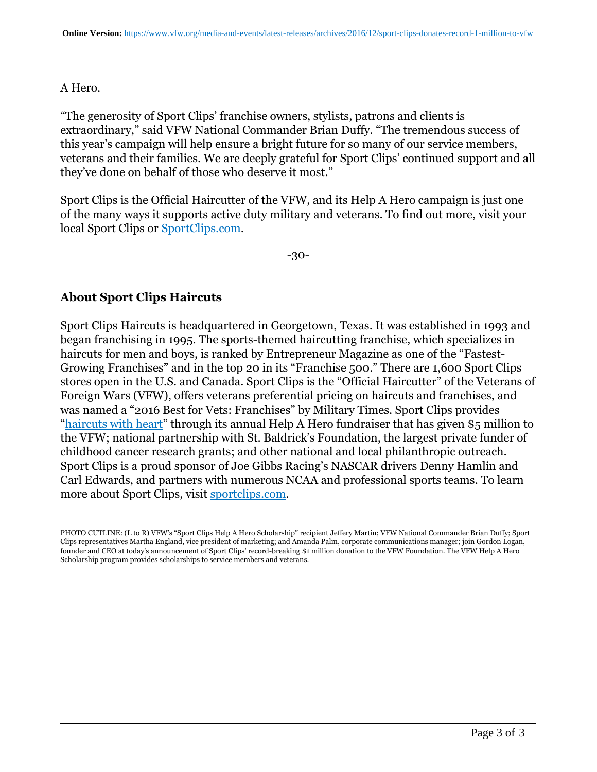A Hero.

“The generosity of Sport Clips’ franchise owners, stylists, patrons and clients is extraordinary,” said VFW National Commander Brian Duffy. “The tremendous success of this year’s campaign will help ensure a bright future for so many of our service members, veterans and their families. We are deeply grateful for Sport Clips’ continued support and all they’ve done on behalf of those who deserve it most.”

Sport Clips is the Official Haircutter of the VFW, and its Help A Hero campaign is just one of the many ways it supports active duty military and veterans. To find out more, visit your local Sport Clips or [SportClips.com](SportClips.com).

-30-

## About Sport Clips Haircuts

Sport Clips Haircuts is headquartered in Georgetown, Texas. It was established in 1993 and began franchising in 1995. The sports-themed haircutting franchise, which specializes in haircuts for men and boys, is ranked by Entrepreneur Magazine as one of the “Fastest-Growing Franchises” and in the top 20 in its “Franchise 500.” There are 1,600 Sport Clips stores open in the U.S. and Canada. Sport Clips is the “Official Haircutter” of the Veterans of Foreign Wars (VFW), offers veterans preferential pricing on haircuts and franchises, and was named a “2016 Best for Vets: Franchises” by Military Times. Sport Clips provides “haircuts with heart” through its annual Help A Hero fundraiser that has given $5 million to the VFW; national partnership with St. Baldrick’s Foundation, the largest private funder of childhood cancer research grants; and other national and local philanthropic outreach. Sport Clips is a proud sponsor of Joe Gibbs Racing’s NASCAR drivers Denny Hamlin and Carl Edwards, and partners with numerous NCAA and professional sports teams. To learn more about Sport Clips, visit [sportclips.com](sportclips.com).

PHOTO CUTLINE: (L to R) VFW’s “Sport Clips Help A Hero Scholarship” recipient Jeffery Martin; VFW National Commander Brian Duffy; Sport Clips representatives Martha England, vice president of marketing; and Amanda Palm, corporate communications manager; join Gordon Logan, founder and CEO at today's announcement of Sport Clips' record-breaking $1 million donation to the VFW Foundation. The VFW Help A Hero Scholarship program provides scholarships to service members and veterans.